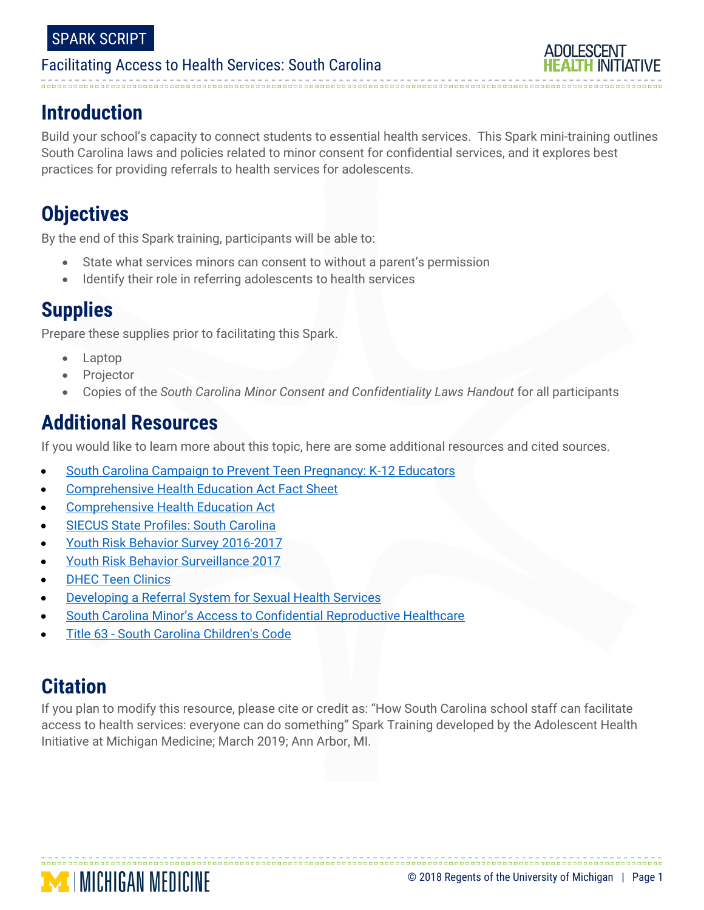SPARK SCRIPT

Facilitating Access to Health Services: South Carolina

## Introduction

Build your school's capacity to connect students to essential health services. This Spark mini-training outlines South Carolina laws and policies related to minor consent for confidential services, and it explores best practices for providing referrals to health services for adolescents.

## Objectives

By the end of this Spark training, participants will be able to:

- State what services minors can consent to without a parent's permission
- Identify their role in referring adolescents to health services

## Supplies

Prepare these supplies prior to facilitating this Spark.

- Laptop
- Projector
- Copies of the *South Carolina Minor Consent and Confidentiality Laws Handout* for all participants

## Additional Resources

If you would like to learn more about this topic, here are some additional resources and cited sources.

- South Carolina Campaign to Prevent Teen Pregnancy: K-12 Educators
- Comprehensive Health Education Act Fact Sheet
- Comprehensive Health Education Act
- SIECUS State Profiles: South Carolina
- Youth Risk Behavior Survey 2016-2017
- Youth Risk Behavior Surveillance 2017
- DHEC Teen Clinics
- Developing a Referral System for Sexual Health Services
- South Carolina Minor's Access to Confidential Reproductive Healthcare
- Title 63 - South Carolina Children's Code

## Citation

If you plan to modify this resource, please cite or credit as: "How South Carolina school staff can facilitate access to health services: everyone can do something" Spark Training developed by the Adolescent Health Initiative at Michigan Medicine; March 2019; Ann Arbor, MI.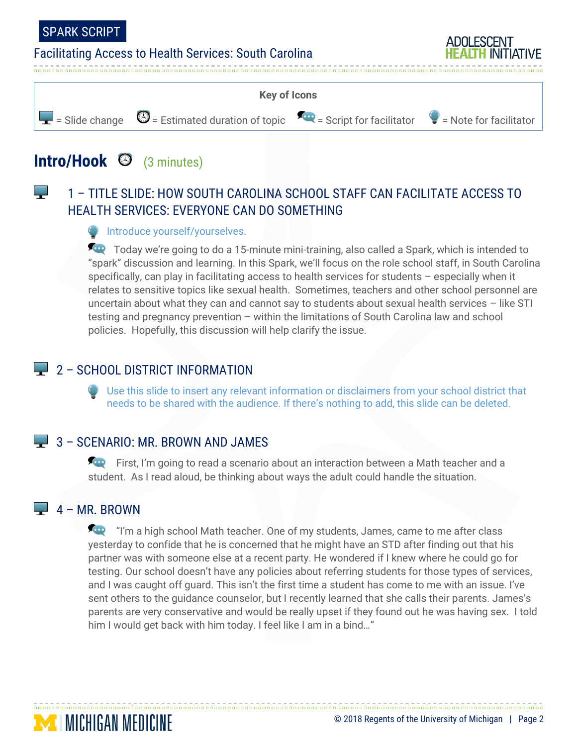**Key of Icons**

= Slide change = Estimated duration of topic = Script for facilitator = Note for facilitator

## Intro/Hook (3 minutes)

### 1 – TITLE SLIDE: HOW SOUTH CAROLINA SCHOOL STAFF CAN FACILITATE ACCESS TO HEALTH SERVICES: EVERYONE CAN DO SOMETHING

Introduce yourself/yourselves.

Today we're going to do a 15-minute mini-training, also called a Spark, which is intended to "spark" discussion and learning. In this Spark, we'll focus on the role school staff, in South Carolina specifically, can play in facilitating access to health services for students – especially when it relates to sensitive topics like sexual health. Sometimes, teachers and other school personnel are uncertain about what they can and cannot say to students about sexual health services – like STI testing and pregnancy prevention – within the limitations of South Carolina law and school policies. Hopefully, this discussion will help clarify the issue.

### 2 – SCHOOL DISTRICT INFORMATION

Use this slide to insert any relevant information or disclaimers from your school district that needs to be shared with the audience. If there's nothing to add, this slide can be deleted.

### 3 – SCENARIO: MR. BROWN AND JAMES

First, I'm going to read a scenario about an interaction between a Math teacher and a student. As I read aloud, be thinking about ways the adult could handle the situation.

### 4 – MR. BROWN

"I'm a high school Math teacher. One of my students, James, came to me after class yesterday to confide that he is concerned that he might have an STD after finding out that his partner was with someone else at a recent party. He wondered if I knew where he could go for testing. Our school doesn't have any policies about referring students for those types of services, and I was caught off guard. This isn't the first time a student has come to me with an issue. I've sent others to the guidance counselor, but I recently learned that she calls their parents. James's parents are very conservative and would be really upset if they found out he was having sex. I told him I would get back with him today. I feel like I am in a bind…"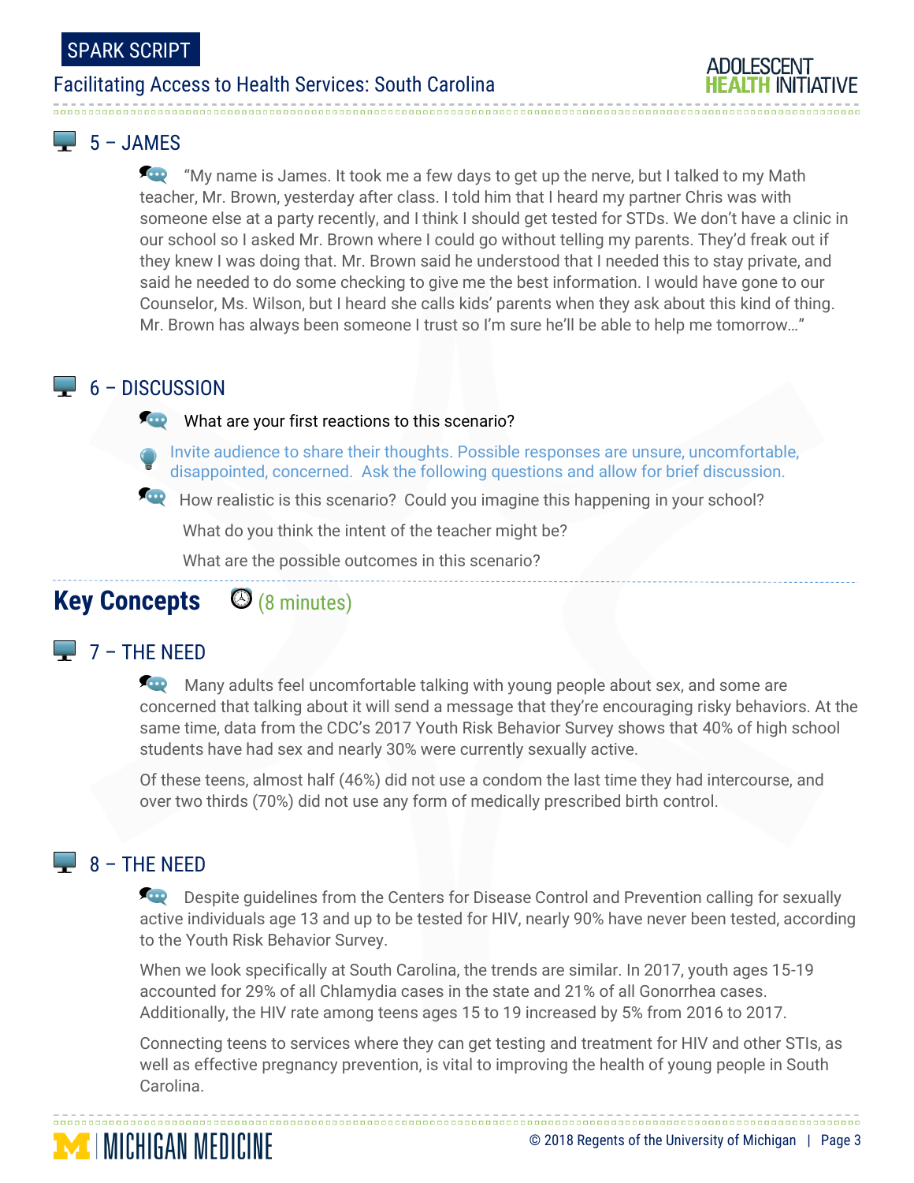## 5 – JAMES

"My name is James. It took me a few days to get up the nerve, but I talked to my Math teacher, Mr. Brown, yesterday after class. I told him that I heard my partner Chris was with someone else at a party recently, and I think I should get tested for STDs. We don't have a clinic in our school so I asked Mr. Brown where I could go without telling my parents. They'd freak out if they knew I was doing that. Mr. Brown said he understood that I needed this to stay private, and said he needed to do some checking to give me the best information. I would have gone to our Counselor, Ms. Wilson, but I heard she calls kids' parents when they ask about this kind of thing. Mr. Brown has always been someone I trust so I'm sure he'll be able to help me tomorrow…"

## 6 – DISCUSSION

What are your first reactions to this scenario?

Invite audience to share their thoughts. Possible responses are unsure, uncomfortable, disappointed, concerned. Ask the following questions and allow for brief discussion.

How realistic is this scenario? Could you imagine this happening in your school?

What do you think the intent of the teacher might be?

What are the possible outcomes in this scenario?

# Key Concepts (8 minutes)

## 7 – THE NEED

Many adults feel uncomfortable talking with young people about sex, and some are concerned that talking about it will send a message that they're encouraging risky behaviors. At the same time, data from the CDC's 2017 Youth Risk Behavior Survey shows that 40% of high school students have had sex and nearly 30% were currently sexually active.

Of these teens, almost half (46%) did not use a condom the last time they had intercourse, and over two thirds (70%) did not use any form of medically prescribed birth control.

## 8 – THE NEED

Despite guidelines from the Centers for Disease Control and Prevention calling for sexually active individuals age 13 and up to be tested for HIV, nearly 90% have never been tested, according to the Youth Risk Behavior Survey.

When we look specifically at South Carolina, the trends are similar. In 2017, youth ages 15-19 accounted for 29% of all Chlamydia cases in the state and 21% of all Gonorrhea cases. Additionally, the HIV rate among teens ages 15 to 19 increased by 5% from 2016 to 2017.

Connecting teens to services where they can get testing and treatment for HIV and other STIs, as well as effective pregnancy prevention, is vital to improving the health of young people in South Carolina.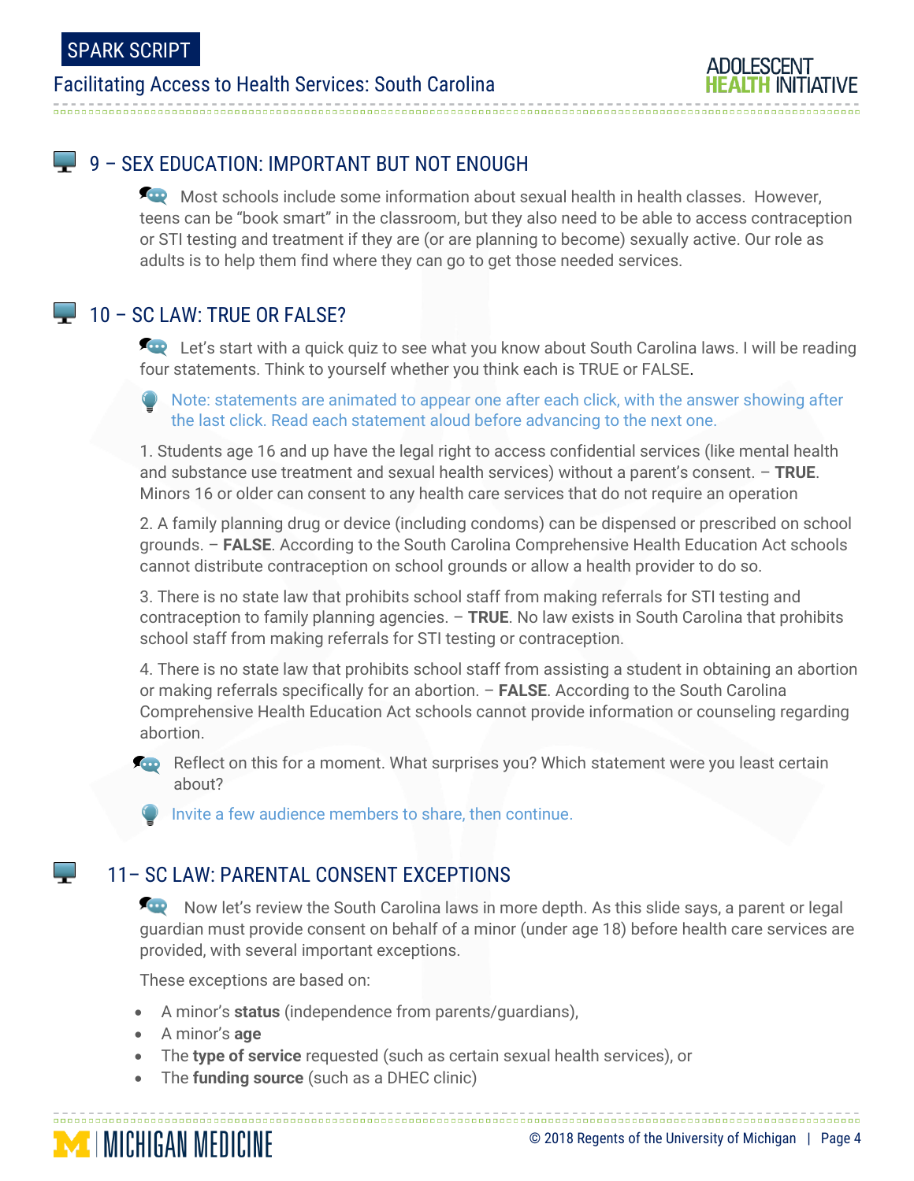## 9 – SEX EDUCATION: IMPORTANT BUT NOT ENOUGH

Most schools include some information about sexual health in health classes. However, teens can be "book smart" in the classroom, but they also need to be able to access contraception or STI testing and treatment if they are (or are planning to become) sexually active. Our role as adults is to help them find where they can go to get those needed services.

## 10 – SC LAW: TRUE OR FALSE?

Let's start with a quick quiz to see what you know about South Carolina laws. I will be reading four statements. Think to yourself whether you think each is TRUE or FALSE.

Note: statements are animated to appear one after each click, with the answer showing after the last click. Read each statement aloud before advancing to the next one.

1. Students age 16 and up have the legal right to access confidential services (like mental health and substance use treatment and sexual health services) without a parent's consent. – **TRUE**. Minors 16 or older can consent to any health care services that do not require an operation

2. A family planning drug or device (including condoms) can be dispensed or prescribed on school grounds. – **FALSE**. According to the South Carolina Comprehensive Health Education Act schools cannot distribute contraception on school grounds or allow a health provider to do so.

3. There is no state law that prohibits school staff from making referrals for STI testing and contraception to family planning agencies. – **TRUE**. No law exists in South Carolina that prohibits school staff from making referrals for STI testing or contraception.

4. There is no state law that prohibits school staff from assisting a student in obtaining an abortion or making referrals specifically for an abortion. – **FALSE**. According to the South Carolina Comprehensive Health Education Act schools cannot provide information or counseling regarding abortion.

Reflect on this for a moment. What surprises you? Which statement were you least certain about?

Invite a few audience members to share, then continue.

## 11– SC LAW: PARENTAL CONSENT EXCEPTIONS

Now let's review the South Carolina laws in more depth. As this slide says, a parent or legal guardian must provide consent on behalf of a minor (under age 18) before health care services are provided, with several important exceptions.

These exceptions are based on:

- A minor's **status** (independence from parents/guardians),
- A minor's **age**
- The **type of service** requested (such as certain sexual health services), or
- The **funding source** (such as a DHEC clinic)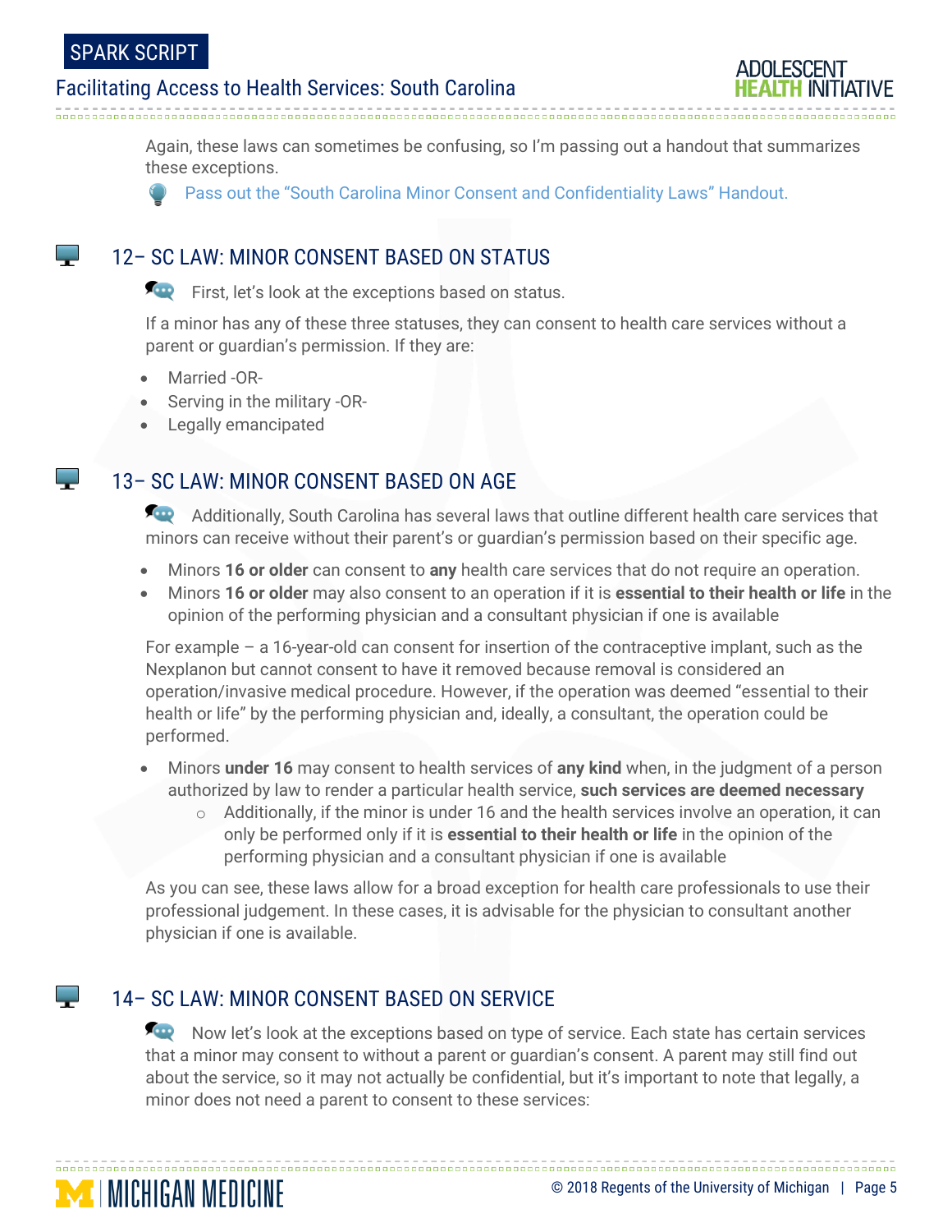Again, these laws can sometimes be confusing, so I'm passing out a handout that summarizes these exceptions.

Pass out the "South Carolina Minor Consent and Confidentiality Laws" Handout.

## 12– SC LAW: MINOR CONSENT BASED ON STATUS

First, let's look at the exceptions based on status.

If a minor has any of these three statuses, they can consent to health care services without a parent or guardian's permission. If they are:

- Married -OR-
- Serving in the military -OR-
- Legally emancipated

## 13– SC LAW: MINOR CONSENT BASED ON AGE

Additionally, South Carolina has several laws that outline different health care services that minors can receive without their parent's or guardian's permission based on their specific age.

- Minors **16 or older** can consent to **any** health care services that do not require an operation.
- Minors **16 or older** may also consent to an operation if it is **essential to their health or life** in the opinion of the performing physician and a consultant physician if one is available

For example – a 16-year-old can consent for insertion of the contraceptive implant, such as the Nexplanon but cannot consent to have it removed because removal is considered an operation/invasive medical procedure. However, if the operation was deemed "essential to their health or life" by the performing physician and, ideally, a consultant, the operation could be performed.

- Minors **under 16** may consent to health services of **any kind** when, in the judgment of a person authorized by law to render a particular health service, **such services are deemed necessary**
    - Additionally, if the minor is under 16 and the health services involve an operation, it can only be performed only if it is **essential to their health or life** in the opinion of the performing physician and a consultant physician if one is available

As you can see, these laws allow for a broad exception for health care professionals to use their professional judgement. In these cases, it is advisable for the physician to consultant another physician if one is available.

## 14– SC LAW: MINOR CONSENT BASED ON SERVICE

Now let's look at the exceptions based on type of service. Each state has certain services that a minor may consent to without a parent or guardian's consent. A parent may still find out about the service, so it may not actually be confidential, but it's important to note that legally, a minor does not need a parent to consent to these services: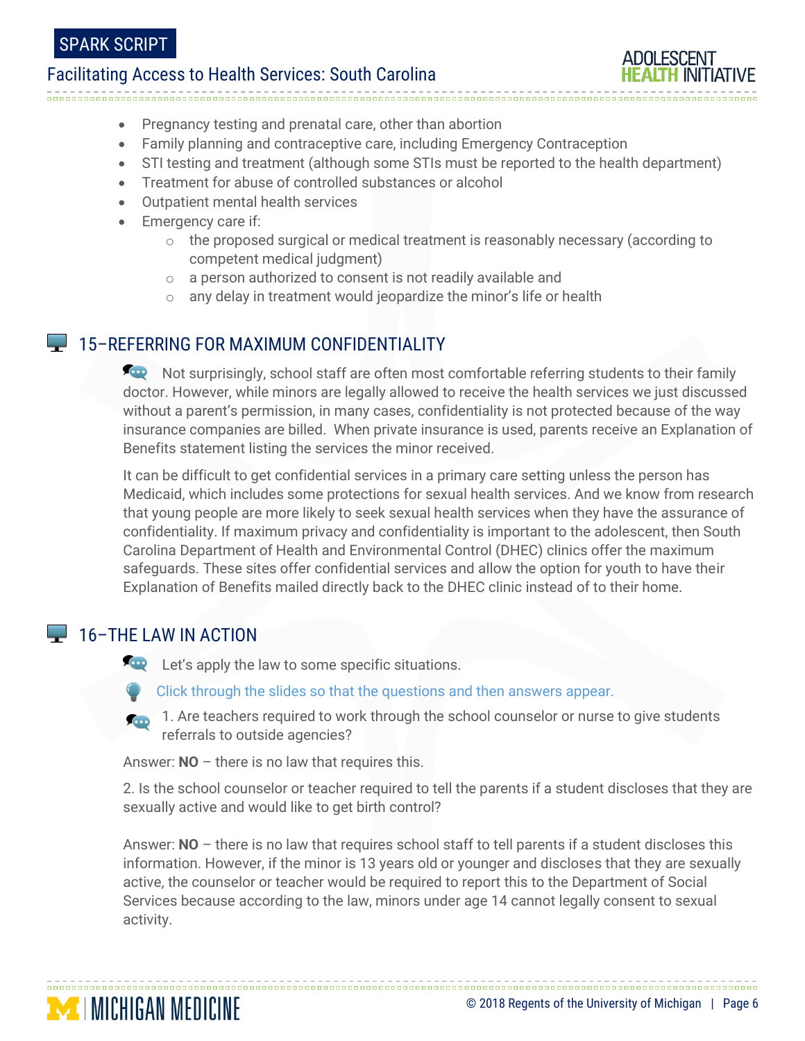- Pregnancy testing and prenatal care, other than abortion
- Family planning and contraceptive care, including Emergency Contraception
- STI testing and treatment (although some STIs must be reported to the health department)
- Treatment for abuse of controlled substances or alcohol
- Outpatient mental health services
- Emergency care if:
  - the proposed surgical or medical treatment is reasonably necessary (according to competent medical judgment)
  - a person authorized to consent is not readily available and
  - any delay in treatment would jeopardize the minor's life or health

## 15–REFERRING FOR MAXIMUM CONFIDENTIALITY

Not surprisingly, school staff are often most comfortable referring students to their family doctor. However, while minors are legally allowed to receive the health services we just discussed without a parent's permission, in many cases, confidentiality is not protected because of the way insurance companies are billed. When private insurance is used, parents receive an Explanation of Benefits statement listing the services the minor received.

It can be difficult to get confidential services in a primary care setting unless the person has Medicaid, which includes some protections for sexual health services. And we know from research that young people are more likely to seek sexual health services when they have the assurance of confidentiality. If maximum privacy and confidentiality is important to the adolescent, then South Carolina Department of Health and Environmental Control (DHEC) clinics offer the maximum safeguards. These sites offer confidential services and allow the option for youth to have their Explanation of Benefits mailed directly back to the DHEC clinic instead of to their home.

## 16–THE LAW IN ACTION

Let's apply the law to some specific situations.

Click through the slides so that the questions and then answers appear.

1. Are teachers required to work through the school counselor or nurse to give students referrals to outside agencies?

Answer: **NO** – there is no law that requires this.

2. Is the school counselor or teacher required to tell the parents if a student discloses that they are sexually active and would like to get birth control?

Answer: **NO** – there is no law that requires school staff to tell parents if a student discloses this information. However, if the minor is 13 years old or younger and discloses that they are sexually active, the counselor or teacher would be required to report this to the Department of Social Services because according to the law, minors under age 14 cannot legally consent to sexual activity.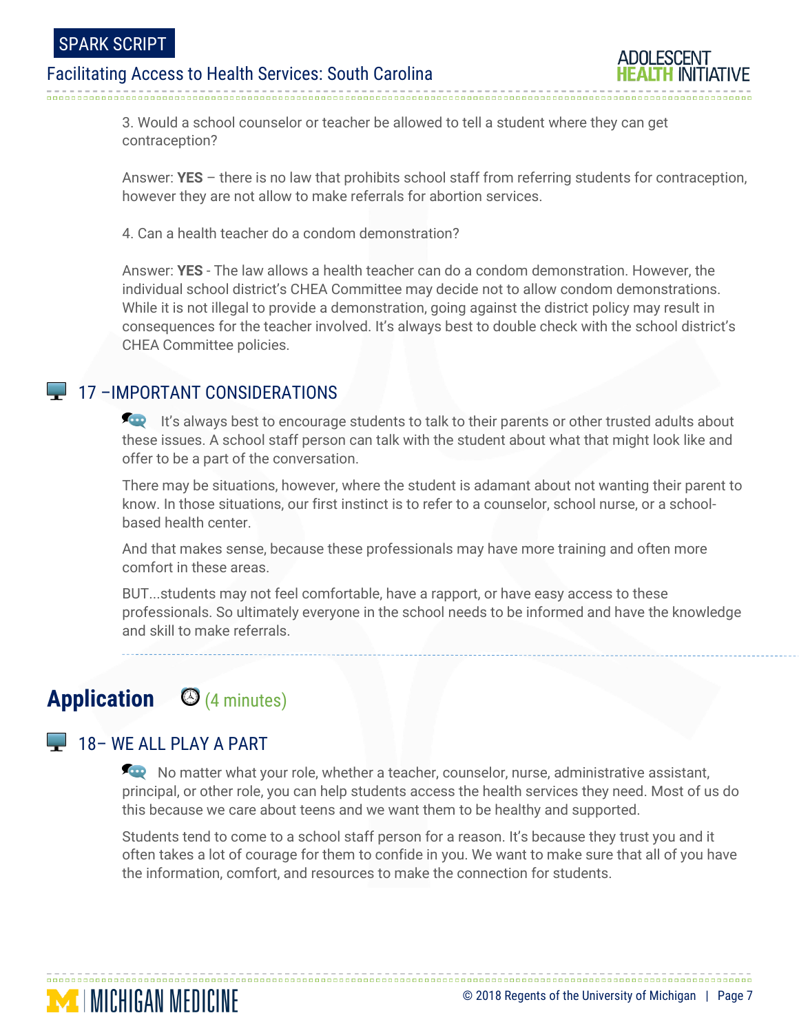3. Would a school counselor or teacher be allowed to tell a student where they can get contraception?

Answer: **YES** – there is no law that prohibits school staff from referring students for contraception, however they are not allow to make referrals for abortion services.

4. Can a health teacher do a condom demonstration?

Answer: **YES** - The law allows a health teacher can do a condom demonstration. However, the individual school district's CHEA Committee may decide not to allow condom demonstrations. While it is not illegal to provide a demonstration, going against the district policy may result in consequences for the teacher involved. It's always best to double check with the school district's CHEA Committee policies.

### 17 –IMPORTANT CONSIDERATIONS

It's always best to encourage students to talk to their parents or other trusted adults about these issues. A school staff person can talk with the student about what that might look like and offer to be a part of the conversation.

There may be situations, however, where the student is adamant about not wanting their parent to know. In those situations, our first instinct is to refer to a counselor, school nurse, or a school-based health center.

And that makes sense, because these professionals may have more training and often more comfort in these areas.

BUT...students may not feel comfortable, have a rapport, or have easy access to these professionals. So ultimately everyone in the school needs to be informed and have the knowledge and skill to make referrals.

## Application (4 minutes)

### 18– WE ALL PLAY A PART

No matter what your role, whether a teacher, counselor, nurse, administrative assistant, principal, or other role, you can help students access the health services they need. Most of us do this because we care about teens and we want them to be healthy and supported.

Students tend to come to a school staff person for a reason. It's because they trust you and it often takes a lot of courage for them to confide in you. We want to make sure that all of you have the information, comfort, and resources to make the connection for students.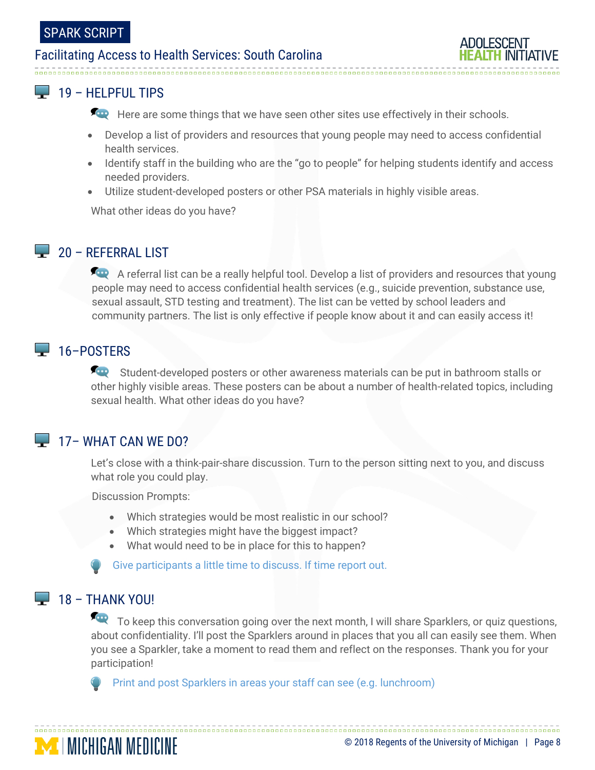## 19 – HELPFUL TIPS

Here are some things that we have seen other sites use effectively in their schools.

- Develop a list of providers and resources that young people may need to access confidential health services.
- Identify staff in the building who are the "go to people" for helping students identify and access needed providers.
- Utilize student-developed posters or other PSA materials in highly visible areas.

What other ideas do you have?

## 20 – REFERRAL LIST

A referral list can be a really helpful tool. Develop a list of providers and resources that young people may need to access confidential health services (e.g., suicide prevention, substance use, sexual assault, STD testing and treatment). The list can be vetted by school leaders and community partners. The list is only effective if people know about it and can easily access it!

## 16–POSTERS

Student-developed posters or other awareness materials can be put in bathroom stalls or other highly visible areas. These posters can be about a number of health-related topics, including sexual health. What other ideas do you have?

## 17– WHAT CAN WE DO?

Let's close with a think-pair-share discussion. Turn to the person sitting next to you, and discuss what role you could play.

Discussion Prompts:

- Which strategies would be most realistic in our school?
- Which strategies might have the biggest impact?
- What would need to be in place for this to happen?

Give participants a little time to discuss. If time report out.

## 18 – THANK YOU!

To keep this conversation going over the next month, I will share Sparklers, or quiz questions, about confidentiality. I'll post the Sparklers around in places that you all can easily see them. When you see a Sparkler, take a moment to read them and reflect on the responses. Thank you for your participation!

Print and post Sparklers in areas your staff can see (e.g. lunchroom)